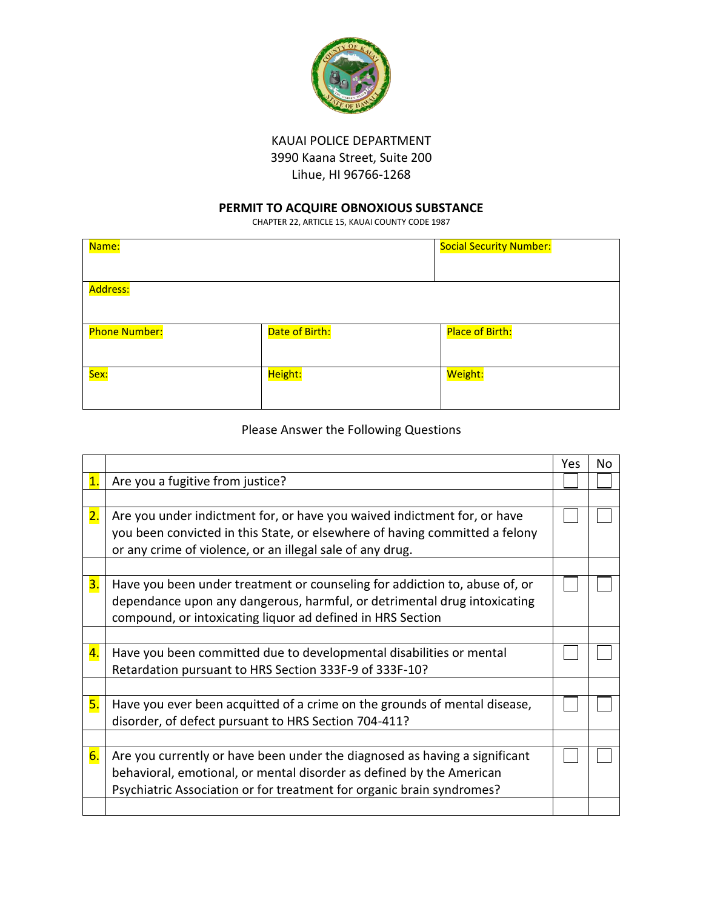KAUAI POLICE DEPARTMENT
3990 Kaana Street, Suite 200
Lihue, HI 96766-1268

## PERMIT TO ACQUIRE OBNOXIOUS SUBSTANCE

CHAPTER 22, ARTICLE 15, KAUAI COUNTY CODE 1987

| Name: | | Social Security Number: |
|---|---|---|
| Address: | | |
| Phone Number: | Date of Birth: | Place of Birth: |
| Sex: | Height: | Weight: |

Please Answer the Following Questions

| | | Yes | No |
|---|---|---|---|
| 1. | Are you a fugitive from justice? | ☐ | ☐ |
| 2. | Are you under indictment for, or have you waived indictment for, or have you been convicted in this State, or elsewhere of having committed a felony or any crime of violence, or an illegal sale of any drug. | ☐ | ☐ |
| 3. | Have you been under treatment or counseling for addiction to, abuse of, or dependance upon any dangerous, harmful, or detrimental drug intoxicating compound, or intoxicating liquor ad defined in HRS Section | ☐ | ☐ |
| 4. | Have you been committed due to developmental disabilities or mental Retardation pursuant to HRS Section 333F-9 of 333F-10? | ☐ | ☐ |
| 5. | Have you ever been acquitted of a crime on the grounds of mental disease, disorder, of defect pursuant to HRS Section 704-411? | ☐ | ☐ |
| 6. | Are you currently or have been under the diagnosed as having a significant behavioral, emotional, or mental disorder as defined by the American Psychiatric Association or for treatment for organic brain syndromes? | ☐ | ☐ |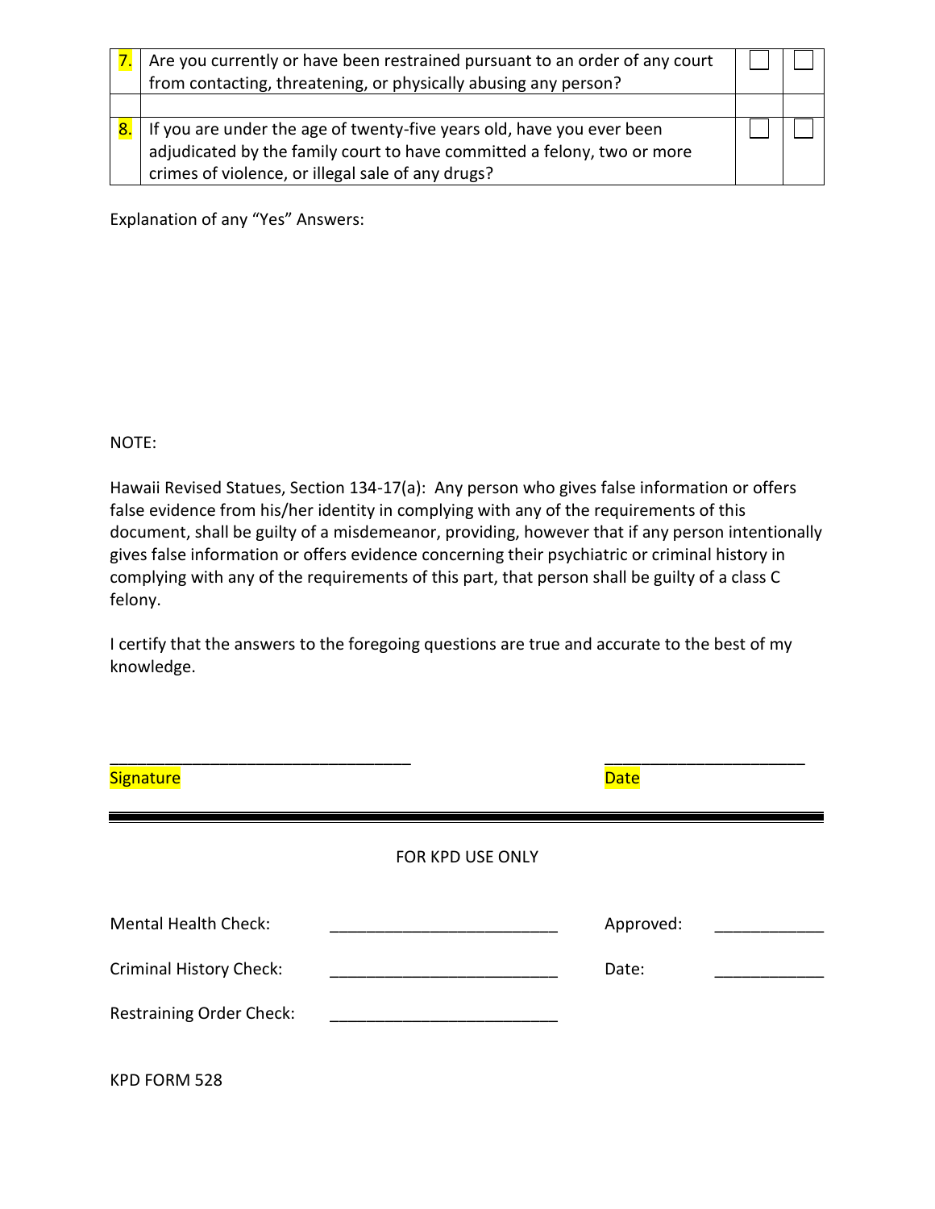| | | | |
|---|---|---|---|
| 7. | Are you currently or have been restrained pursuant to an order of any court from contacting, threatening, or physically abusing any person? | ☐ | ☐ |
| | | | |
| 8. | If you are under the age of twenty-five years old, have you ever been adjudicated by the family court to have committed a felony, two or more crimes of violence, or illegal sale of any drugs? | ☐ | ☐ |

Explanation of any "Yes" Answers:

NOTE:

Hawaii Revised Statues, Section 134-17(a): Any person who gives false information or offers false evidence from his/her identity in complying with any of the requirements of this document, shall be guilty of a misdemeanor, providing, however that if any person intentionally gives false information or offers evidence concerning their psychiatric or criminal history in complying with any of the requirements of this part, that person shall be guilty of a class C felony.

I certify that the answers to the foregoing questions are true and accurate to the best of my knowledge.

___________________________________ ______________________

Signature Date

---

FOR KPD USE ONLY

Mental Health Check: ________________________ Approved: ___________

Criminal History Check: ________________________ Date: ___________

Restraining Order Check: ________________________

KPD FORM 528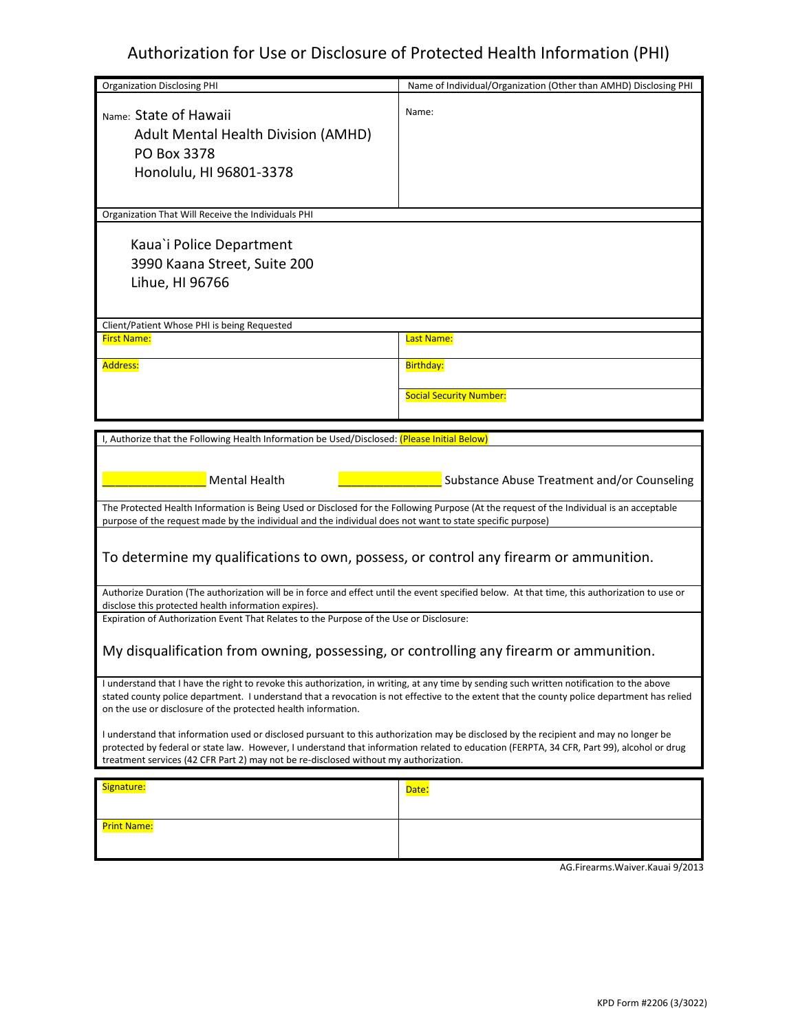# Authorization for Use or Disclosure of Protected Health Information (PHI)

| Organization Disclosing PHI | Name of Individual/Organization (Other than AMHD) Disclosing PHI |
| --- | --- |
| Name: State of Hawaii<br>Adult Mental Health Division (AMHD)<br>PO Box 3378<br>Honolulu, HI 96801-3378 | Name: |

| Organization That Will Receive the Individuals PHI |
| --- |
| Kaua`i Police Department<br>3990 Kaana Street, Suite 200<br>Lihue, HI 96766 |

| Client/Patient Whose PHI is being Requested | |
| --- | --- |
| First Name: | Last Name: |
| Address: | Birthday: |
| | Social Security Number: |

I, Authorize that the Following Health Information be Used/Disclosed: (Please Initial Below)

________________ Mental Health ________________ Substance Abuse Treatment and/or Counseling

The Protected Health Information is Being Used or Disclosed for the Following Purpose (At the request of the Individual is an acceptable purpose of the request made by the individual and the individual does not want to state specific purpose)

To determine my qualifications to own, possess, or control any firearm or ammunition.

Authorize Duration (The authorization will be in force and effect until the event specified below. At that time, this authorization to use or disclose this protected health information expires).

Expiration of Authorization Event That Relates to the Purpose of the Use or Disclosure:

My disqualification from owning, possessing, or controlling any firearm or ammunition.

I understand that I have the right to revoke this authorization, in writing, at any time by sending such written notification to the above stated county police department. I understand that a revocation is not effective to the extent that the county police department has relied on the use or disclosure of the protected health information.

I understand that information used or disclosed pursuant to this authorization may be disclosed by the recipient and may no longer be protected by federal or state law. However, I understand that information related to education (FERPTA, 34 CFR, Part 99), alcohol or drug treatment services (42 CFR Part 2) may not be re-disclosed without my authorization.

| Signature: | Date: |
| --- | --- |
| Print Name: | |

AG.Firearms.Waiver.Kauai 9/2013

KPD Form #2206 (3/3022)